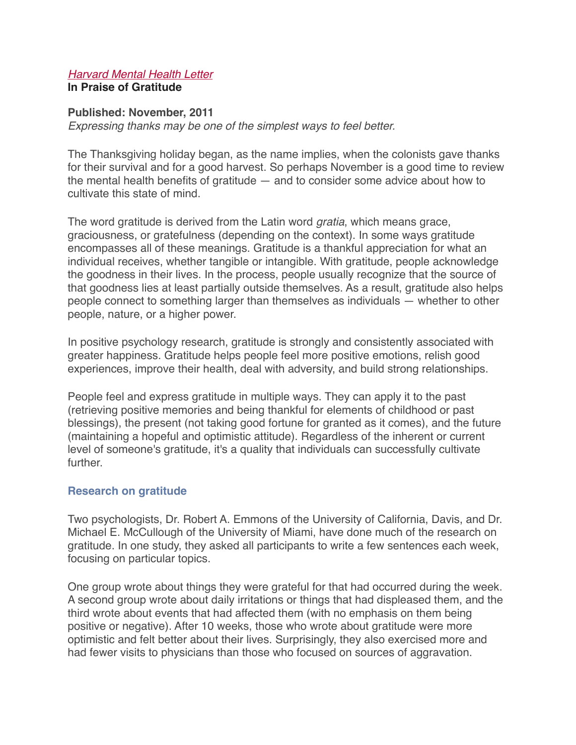*Harvard Mental Health Letter*

# In Praise of Gratitude

**Published: November, 2011**

*Expressing thanks may be one of the simplest ways to feel better.*

The Thanksgiving holiday began, as the name implies, when the colonists gave thanks for their survival and for a good harvest. So perhaps November is a good time to review the mental health benefits of gratitude — and to consider some advice about how to cultivate this state of mind.

The word gratitude is derived from the Latin word *gratia*, which means grace, graciousness, or gratefulness (depending on the context). In some ways gratitude encompasses all of these meanings. Gratitude is a thankful appreciation for what an individual receives, whether tangible or intangible. With gratitude, people acknowledge the goodness in their lives. In the process, people usually recognize that the source of that goodness lies at least partially outside themselves. As a result, gratitude also helps people connect to something larger than themselves as individuals — whether to other people, nature, or a higher power.

In positive psychology research, gratitude is strongly and consistently associated with greater happiness. Gratitude helps people feel more positive emotions, relish good experiences, improve their health, deal with adversity, and build strong relationships.

People feel and express gratitude in multiple ways. They can apply it to the past (retrieving positive memories and being thankful for elements of childhood or past blessings), the present (not taking good fortune for granted as it comes), and the future (maintaining a hopeful and optimistic attitude). Regardless of the inherent or current level of someone's gratitude, it's a quality that individuals can successfully cultivate further.

## Research on gratitude

Two psychologists, Dr. Robert A. Emmons of the University of California, Davis, and Dr. Michael E. McCullough of the University of Miami, have done much of the research on gratitude. In one study, they asked all participants to write a few sentences each week, focusing on particular topics.

One group wrote about things they were grateful for that had occurred during the week. A second group wrote about daily irritations or things that had displeased them, and the third wrote about events that had affected them (with no emphasis on them being positive or negative). After 10 weeks, those who wrote about gratitude were more optimistic and felt better about their lives. Surprisingly, they also exercised more and had fewer visits to physicians than those who focused on sources of aggravation.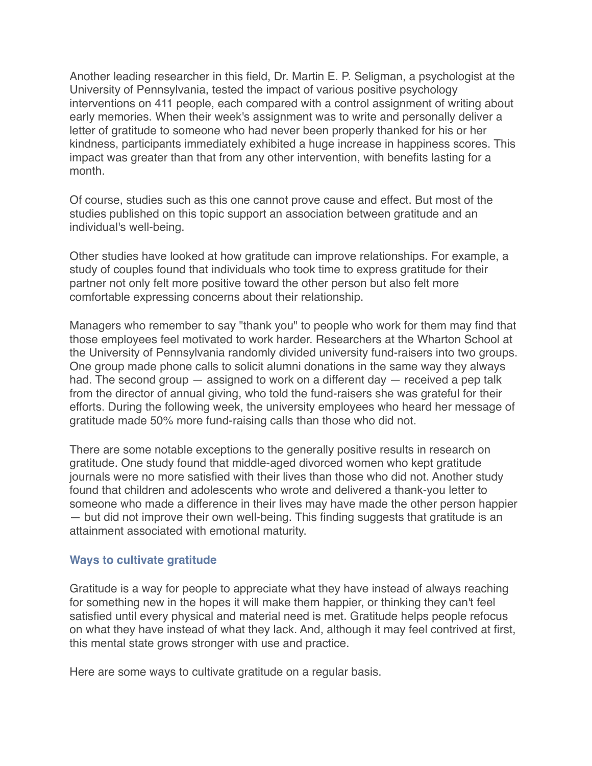Another leading researcher in this field, Dr. Martin E. P. Seligman, a psychologist at the University of Pennsylvania, tested the impact of various positive psychology interventions on 411 people, each compared with a control assignment of writing about early memories. When their week's assignment was to write and personally deliver a letter of gratitude to someone who had never been properly thanked for his or her kindness, participants immediately exhibited a huge increase in happiness scores. This impact was greater than that from any other intervention, with benefits lasting for a month.

Of course, studies such as this one cannot prove cause and effect. But most of the studies published on this topic support an association between gratitude and an individual's well-being.

Other studies have looked at how gratitude can improve relationships. For example, a study of couples found that individuals who took time to express gratitude for their partner not only felt more positive toward the other person but also felt more comfortable expressing concerns about their relationship.

Managers who remember to say "thank you" to people who work for them may find that those employees feel motivated to work harder. Researchers at the Wharton School at the University of Pennsylvania randomly divided university fund-raisers into two groups. One group made phone calls to solicit alumni donations in the same way they always had. The second group — assigned to work on a different day — received a pep talk from the director of annual giving, who told the fund-raisers she was grateful for their efforts. During the following week, the university employees who heard her message of gratitude made 50% more fund-raising calls than those who did not.

There are some notable exceptions to the generally positive results in research on gratitude. One study found that middle-aged divorced women who kept gratitude journals were no more satisfied with their lives than those who did not. Another study found that children and adolescents who wrote and delivered a thank-you letter to someone who made a difference in their lives may have made the other person happier — but did not improve their own well-being. This finding suggests that gratitude is an attainment associated with emotional maturity.

## Ways to cultivate gratitude

Gratitude is a way for people to appreciate what they have instead of always reaching for something new in the hopes it will make them happier, or thinking they can't feel satisfied until every physical and material need is met. Gratitude helps people refocus on what they have instead of what they lack. And, although it may feel contrived at first, this mental state grows stronger with use and practice.

Here are some ways to cultivate gratitude on a regular basis.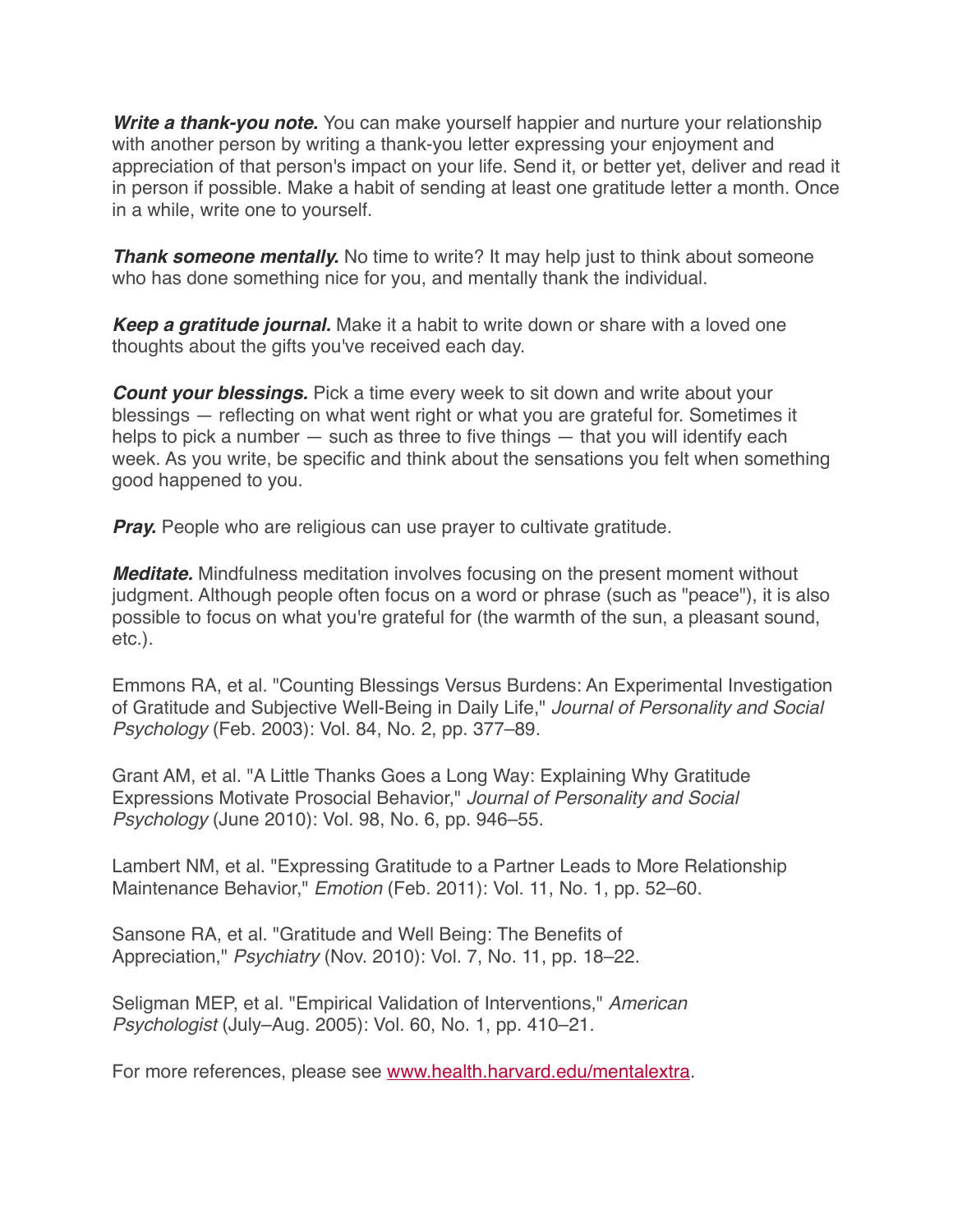***Write a thank-you note.*** You can make yourself happier and nurture your relationship with another person by writing a thank-you letter expressing your enjoyment and appreciation of that person's impact on your life. Send it, or better yet, deliver and read it in person if possible. Make a habit of sending at least one gratitude letter a month. Once in a while, write one to yourself.

***Thank someone mentally.*** No time to write? It may help just to think about someone who has done something nice for you, and mentally thank the individual.

***Keep a gratitude journal.*** Make it a habit to write down or share with a loved one thoughts about the gifts you've received each day.

***Count your blessings.*** Pick a time every week to sit down and write about your blessings — reflecting on what went right or what you are grateful for. Sometimes it helps to pick a number — such as three to five things — that you will identify each week. As you write, be specific and think about the sensations you felt when something good happened to you.

***Pray.*** People who are religious can use prayer to cultivate gratitude.

***Meditate.*** Mindfulness meditation involves focusing on the present moment without judgment. Although people often focus on a word or phrase (such as "peace"), it is also possible to focus on what you're grateful for (the warmth of the sun, a pleasant sound, etc.).

Emmons RA, et al. "Counting Blessings Versus Burdens: An Experimental Investigation of Gratitude and Subjective Well-Being in Daily Life," *Journal of Personality and Social Psychology* (Feb. 2003): Vol. 84, No. 2, pp. 377–89.

Grant AM, et al. "A Little Thanks Goes a Long Way: Explaining Why Gratitude Expressions Motivate Prosocial Behavior," *Journal of Personality and Social Psychology* (June 2010): Vol. 98, No. 6, pp. 946–55.

Lambert NM, et al. "Expressing Gratitude to a Partner Leads to More Relationship Maintenance Behavior," *Emotion* (Feb. 2011): Vol. 11, No. 1, pp. 52–60.

Sansone RA, et al. "Gratitude and Well Being: The Benefits of Appreciation," *Psychiatry* (Nov. 2010): Vol. 7, No. 11, pp. 18–22.

Seligman MEP, et al. "Empirical Validation of Interventions," *American Psychologist* (July–Aug. 2005): Vol. 60, No. 1, pp. 410–21.

For more references, please see [www.health.harvard.edu/mentalextra](http://www.health.harvard.edu/mentalextra).